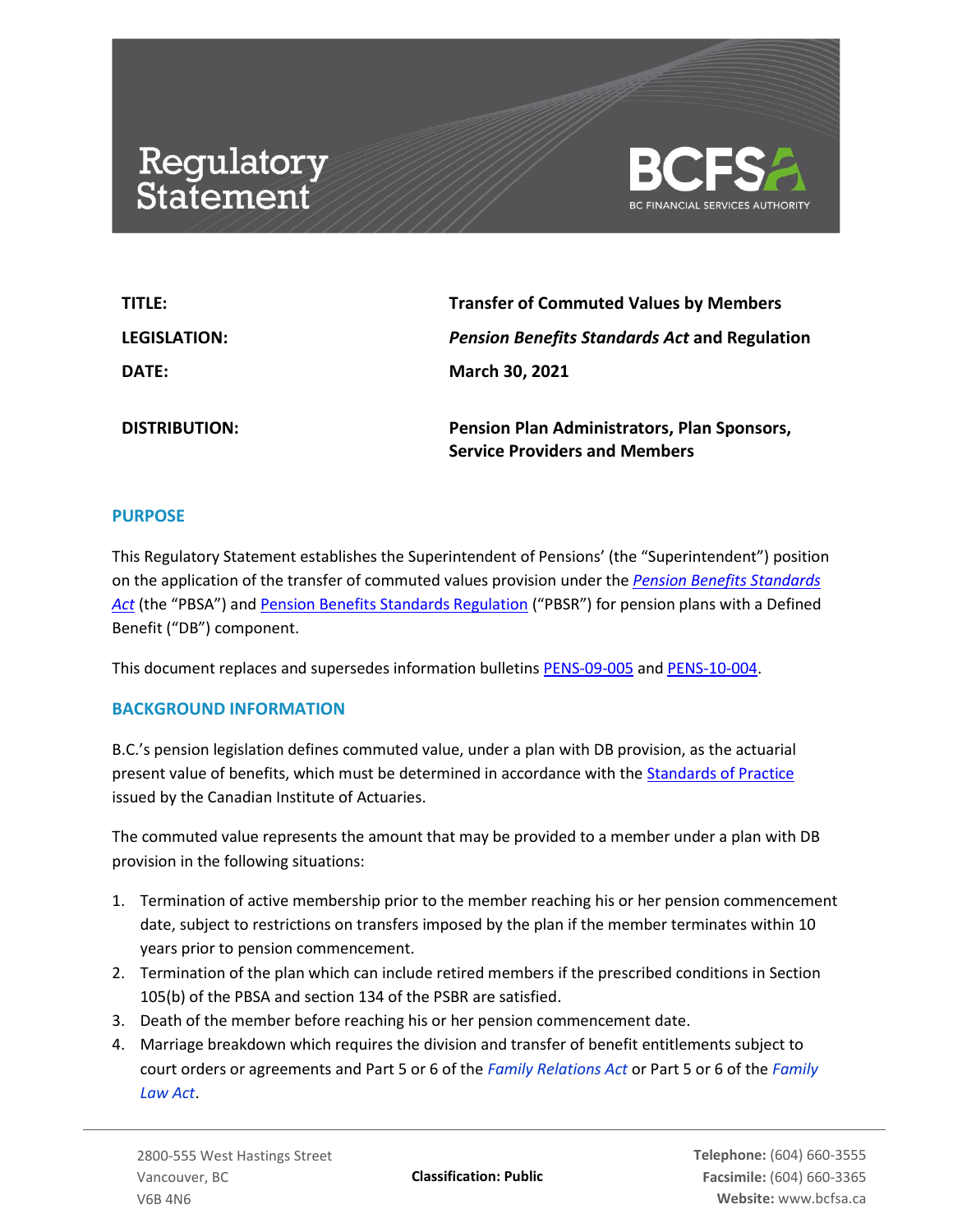# Regulatory Statement

**BCFSA**
BC FINANCIAL SERVICES AUTHORITY

| | |
|---|---|
| **TITLE:** | **Transfer of Commuted Values by Members** |
| **LEGISLATION:** | ***Pension Benefits Standards Act*** **and Regulation** |
| **DATE:** | **March 30, 2021** |
| **DISTRIBUTION:** | **Pension Plan Administrators, Plan Sponsors, Service Providers and Members** |

## PURPOSE

This Regulatory Statement establishes the Superintendent of Pensions' (the "Superintendent") position on the application of the transfer of commuted values provision under the *Pension Benefits Standards Act* (the "PBSA") and Pension Benefits Standards Regulation ("PBSR") for pension plans with a Defined Benefit ("DB") component.

This document replaces and supersedes information bulletins PENS-09-005 and PENS-10-004.

## BACKGROUND INFORMATION

B.C.'s pension legislation defines commuted value, under a plan with DB provision, as the actuarial present value of benefits, which must be determined in accordance with the Standards of Practice issued by the Canadian Institute of Actuaries.

The commuted value represents the amount that may be provided to a member under a plan with DB provision in the following situations:

1. Termination of active membership prior to the member reaching his or her pension commencement date, subject to restrictions on transfers imposed by the plan if the member terminates within 10 years prior to pension commencement.
2. Termination of the plan which can include retired members if the prescribed conditions in Section 105(b) of the PBSA and section 134 of the PSBR are satisfied.
3. Death of the member before reaching his or her pension commencement date.
4. Marriage breakdown which requires the division and transfer of benefit entitlements subject to court orders or agreements and Part 5 or 6 of the *Family Relations Act* or Part 5 or 6 of the *Family Law Act*.

2800-555 West Hastings Street
Vancouver, BC
V6B 4N6

**Classification: Public**

**Telephone:** (604) 660-3555
**Facsimile:** (604) 660-3365
**Website:** www.bcfsa.ca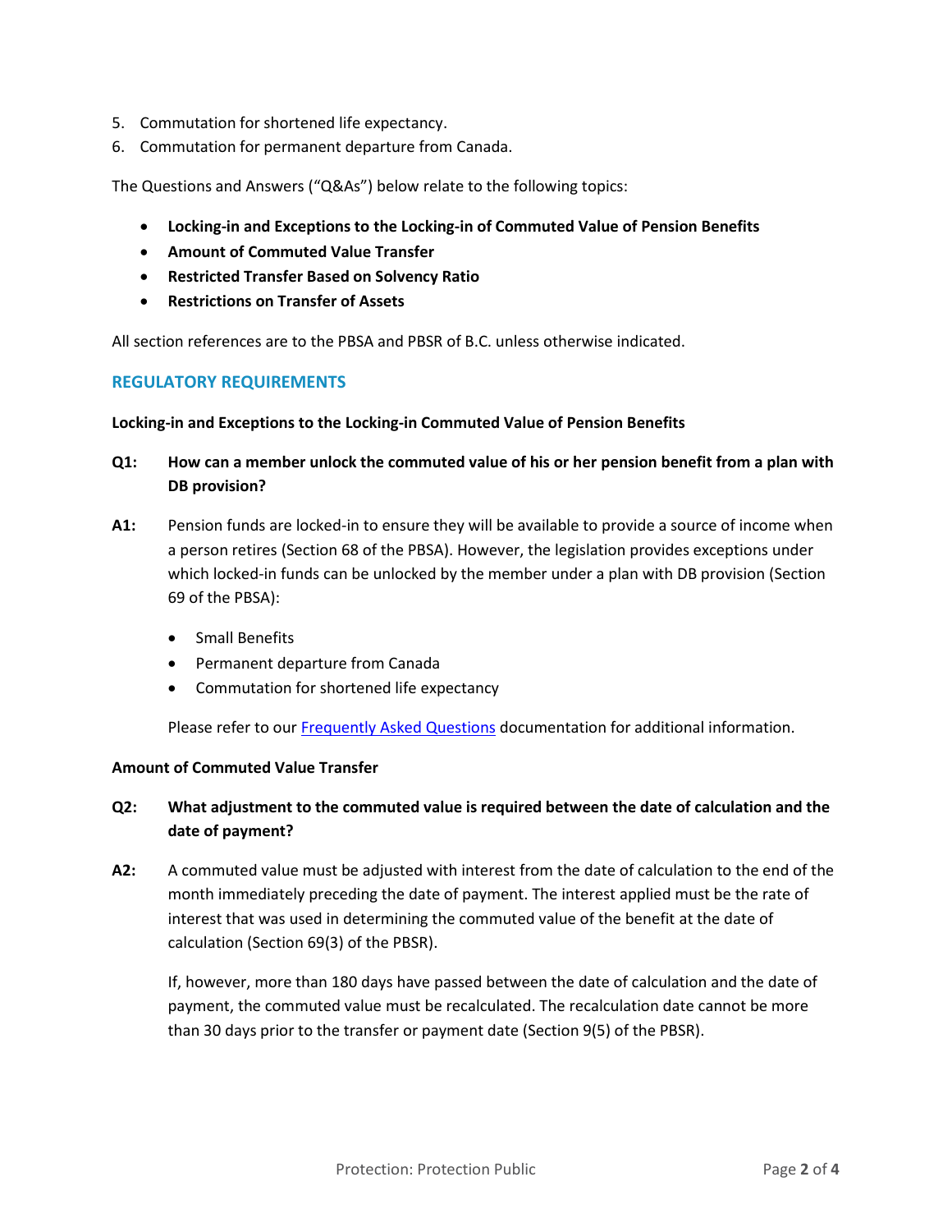5. Commutation for shortened life expectancy.
6. Commutation for permanent departure from Canada.

The Questions and Answers ("Q&As") below relate to the following topics:

- **Locking-in and Exceptions to the Locking-in of Commuted Value of Pension Benefits**
- **Amount of Commuted Value Transfer**
- **Restricted Transfer Based on Solvency Ratio**
- **Restrictions on Transfer of Assets**

All section references are to the PBSA and PBSR of B.C. unless otherwise indicated.

## REGULATORY REQUIREMENTS

### Locking-in and Exceptions to the Locking-in Commuted Value of Pension Benefits

**Q1: How can a member unlock the commuted value of his or her pension benefit from a plan with DB provision?**

**A1:** Pension funds are locked-in to ensure they will be available to provide a source of income when a person retires (Section 68 of the PBSA). However, the legislation provides exceptions under which locked-in funds can be unlocked by the member under a plan with DB provision (Section 69 of the PBSA):

- Small Benefits
- Permanent departure from Canada
- Commutation for shortened life expectancy

Please refer to our Frequently Asked Questions documentation for additional information.

### Amount of Commuted Value Transfer

**Q2: What adjustment to the commuted value is required between the date of calculation and the date of payment?**

**A2:** A commuted value must be adjusted with interest from the date of calculation to the end of the month immediately preceding the date of payment. The interest applied must be the rate of interest that was used in determining the commuted value of the benefit at the date of calculation (Section 69(3) of the PBSR).

If, however, more than 180 days have passed between the date of calculation and the date of payment, the commuted value must be recalculated. The recalculation date cannot be more than 30 days prior to the transfer or payment date (Section 9(5) of the PBSR).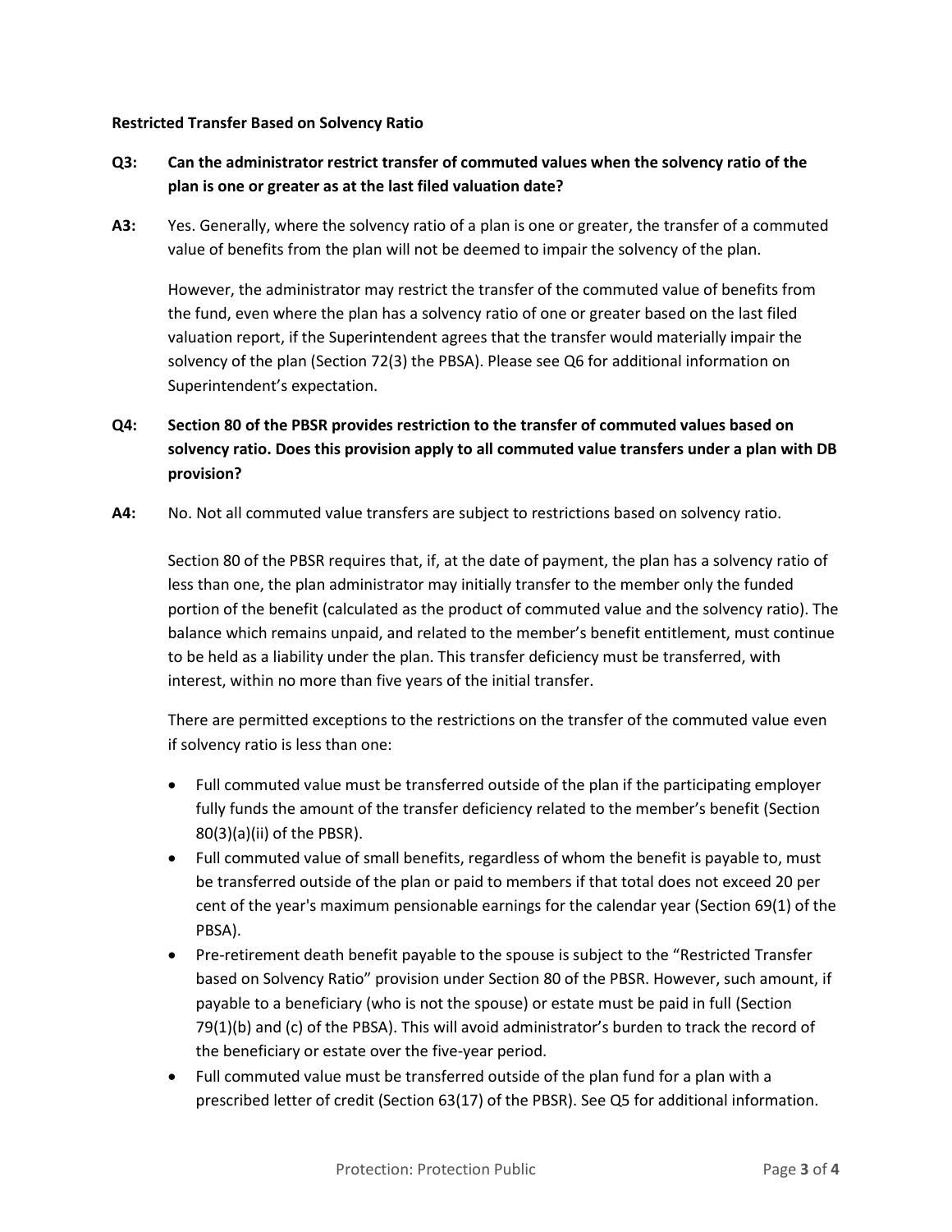**Restricted Transfer Based on Solvency Ratio**

**Q3: Can the administrator restrict transfer of commuted values when the solvency ratio of the plan is one or greater as at the last filed valuation date?**

**A3:** Yes. Generally, where the solvency ratio of a plan is one or greater, the transfer of a commuted value of benefits from the plan will not be deemed to impair the solvency of the plan.

However, the administrator may restrict the transfer of the commuted value of benefits from the fund, even where the plan has a solvency ratio of one or greater based on the last filed valuation report, if the Superintendent agrees that the transfer would materially impair the solvency of the plan (Section 72(3) the PBSA). Please see Q6 for additional information on Superintendent's expectation.

**Q4: Section 80 of the PBSR provides restriction to the transfer of commuted values based on solvency ratio. Does this provision apply to all commuted value transfers under a plan with DB provision?**

**A4:** No. Not all commuted value transfers are subject to restrictions based on solvency ratio.

Section 80 of the PBSR requires that, if, at the date of payment, the plan has a solvency ratio of less than one, the plan administrator may initially transfer to the member only the funded portion of the benefit (calculated as the product of commuted value and the solvency ratio). The balance which remains unpaid, and related to the member's benefit entitlement, must continue to be held as a liability under the plan. This transfer deficiency must be transferred, with interest, within no more than five years of the initial transfer.

There are permitted exceptions to the restrictions on the transfer of the commuted value even if solvency ratio is less than one:

- Full commuted value must be transferred outside of the plan if the participating employer fully funds the amount of the transfer deficiency related to the member's benefit (Section 80(3)(a)(ii) of the PBSR).
- Full commuted value of small benefits, regardless of whom the benefit is payable to, must be transferred outside of the plan or paid to members if that total does not exceed 20 per cent of the year's maximum pensionable earnings for the calendar year (Section 69(1) of the PBSA).
- Pre-retirement death benefit payable to the spouse is subject to the "Restricted Transfer based on Solvency Ratio" provision under Section 80 of the PBSR. However, such amount, if payable to a beneficiary (who is not the spouse) or estate must be paid in full (Section 79(1)(b) and (c) of the PBSA). This will avoid administrator's burden to track the record of the beneficiary or estate over the five-year period.
- Full commuted value must be transferred outside of the plan fund for a plan with a prescribed letter of credit (Section 63(17) of the PBSR). See Q5 for additional information.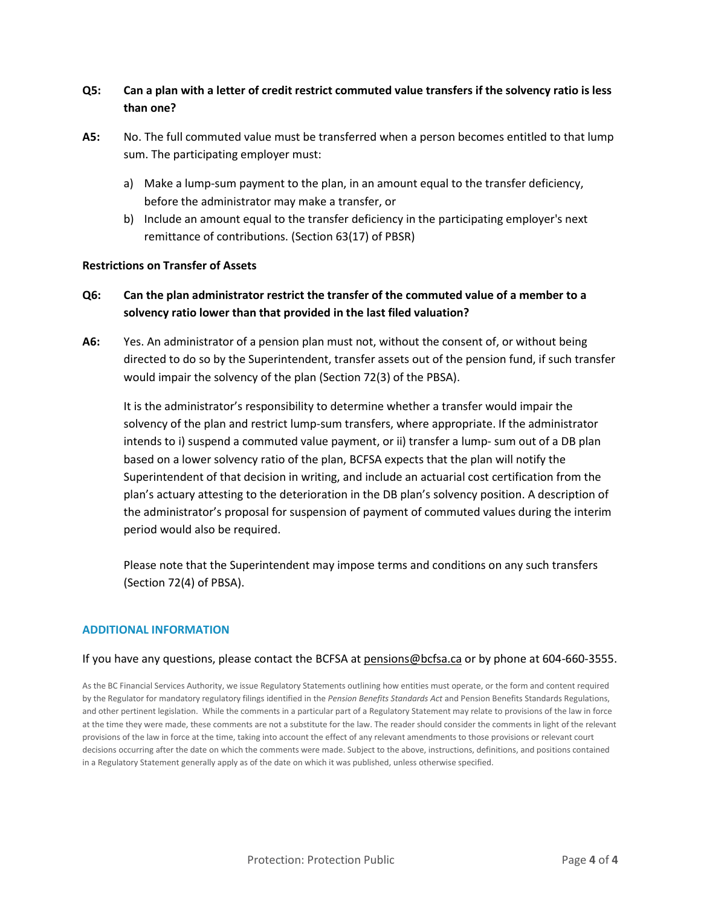**Q5: Can a plan with a letter of credit restrict commuted value transfers if the solvency ratio is less than one?**

**A5:** No. The full commuted value must be transferred when a person becomes entitled to that lump sum. The participating employer must:

a) Make a lump-sum payment to the plan, in an amount equal to the transfer deficiency, before the administrator may make a transfer, or
b) Include an amount equal to the transfer deficiency in the participating employer's next remittance of contributions. (Section 63(17) of PBSR)

**Restrictions on Transfer of Assets**

**Q6: Can the plan administrator restrict the transfer of the commuted value of a member to a solvency ratio lower than that provided in the last filed valuation?**

**A6:** Yes. An administrator of a pension plan must not, without the consent of, or without being directed to do so by the Superintendent, transfer assets out of the pension fund, if such transfer would impair the solvency of the plan (Section 72(3) of the PBSA).

It is the administrator's responsibility to determine whether a transfer would impair the solvency of the plan and restrict lump-sum transfers, where appropriate. If the administrator intends to i) suspend a commuted value payment, or ii) transfer a lump- sum out of a DB plan based on a lower solvency ratio of the plan, BCFSA expects that the plan will notify the Superintendent of that decision in writing, and include an actuarial cost certification from the plan's actuary attesting to the deterioration in the DB plan's solvency position. A description of the administrator's proposal for suspension of payment of commuted values during the interim period would also be required.

Please note that the Superintendent may impose terms and conditions on any such transfers (Section 72(4) of PBSA).

## ADDITIONAL INFORMATION

If you have any questions, please contact the BCFSA at pensions@bcfsa.ca or by phone at 604-660-3555.

As the BC Financial Services Authority, we issue Regulatory Statements outlining how entities must operate, or the form and content required by the Regulator for mandatory regulatory filings identified in the *Pension Benefits Standards Act* and Pension Benefits Standards Regulations, and other pertinent legislation. While the comments in a particular part of a Regulatory Statement may relate to provisions of the law in force at the time they were made, these comments are not a substitute for the law. The reader should consider the comments in light of the relevant provisions of the law in force at the time, taking into account the effect of any relevant amendments to those provisions or relevant court decisions occurring after the date on which the comments were made. Subject to the above, instructions, definitions, and positions contained in a Regulatory Statement generally apply as of the date on which it was published, unless otherwise specified.

Protection: Protection Public